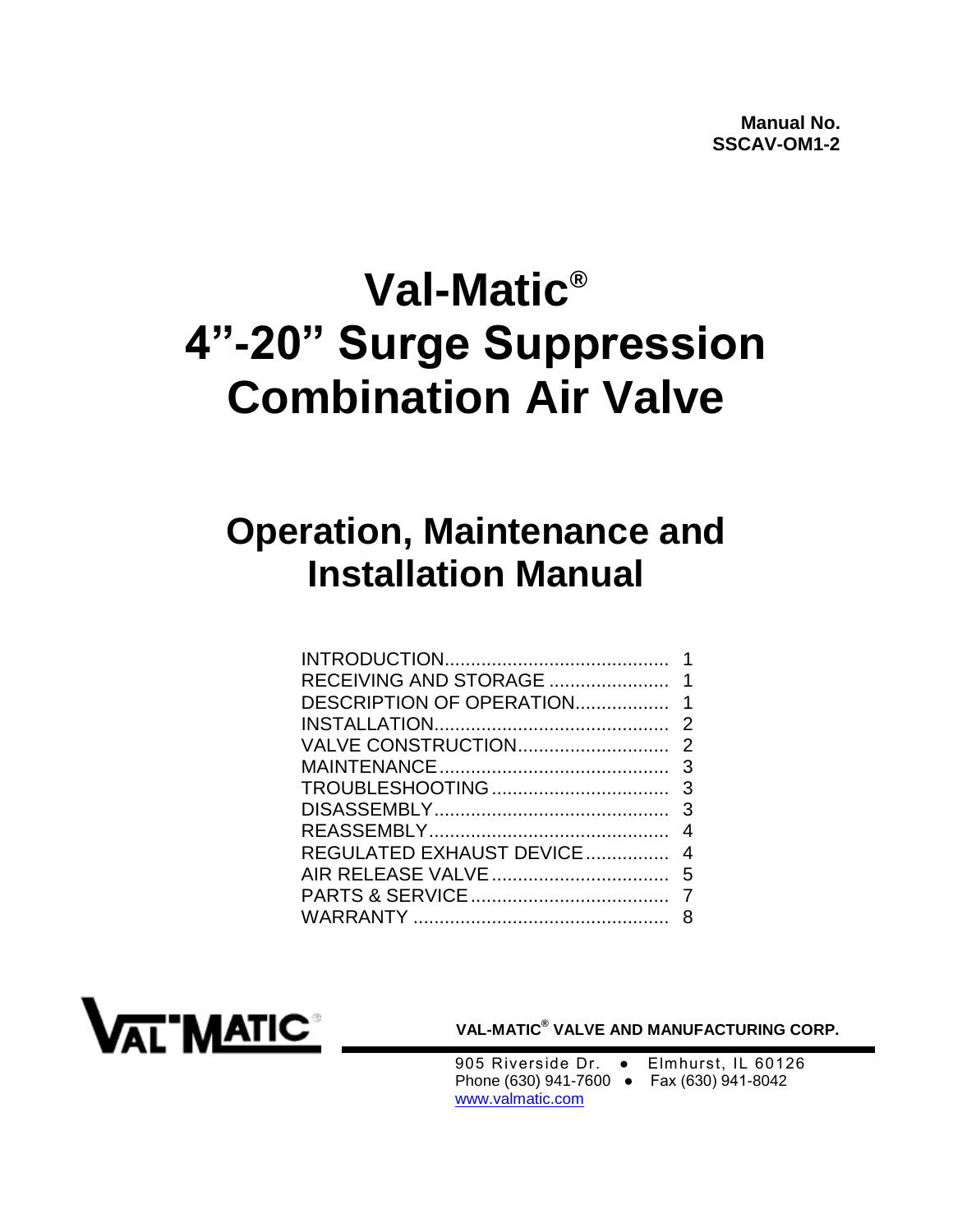**Manual No.**
**SSCAV-OM1-2**

# Val-Matic®
# 4"-20" Surge Suppression Combination Air Valve

## Operation, Maintenance and Installation Manual

| | |
|---|---|
| INTRODUCTION | 1 |
| RECEIVING AND STORAGE | 1 |
| DESCRIPTION OF OPERATION | 1 |
| INSTALLATION | 2 |
| VALVE CONSTRUCTION | 2 |
| MAINTENANCE | 3 |
| TROUBLESHOOTING | 3 |
| DISASSEMBLY | 3 |
| REASSEMBLY | 4 |
| REGULATED EXHAUST DEVICE | 4 |
| AIR RELEASE VALVE | 5 |
| PARTS & SERVICE | 7 |
| WARRANTY | 8 |

VAL-MATIC

**VAL-MATIC® VALVE AND MANUFACTURING CORP.**

905 Riverside Dr. ● Elmhurst, IL 60126
Phone (630) 941-7600 ● Fax (630) 941-8042
www.valmatic.com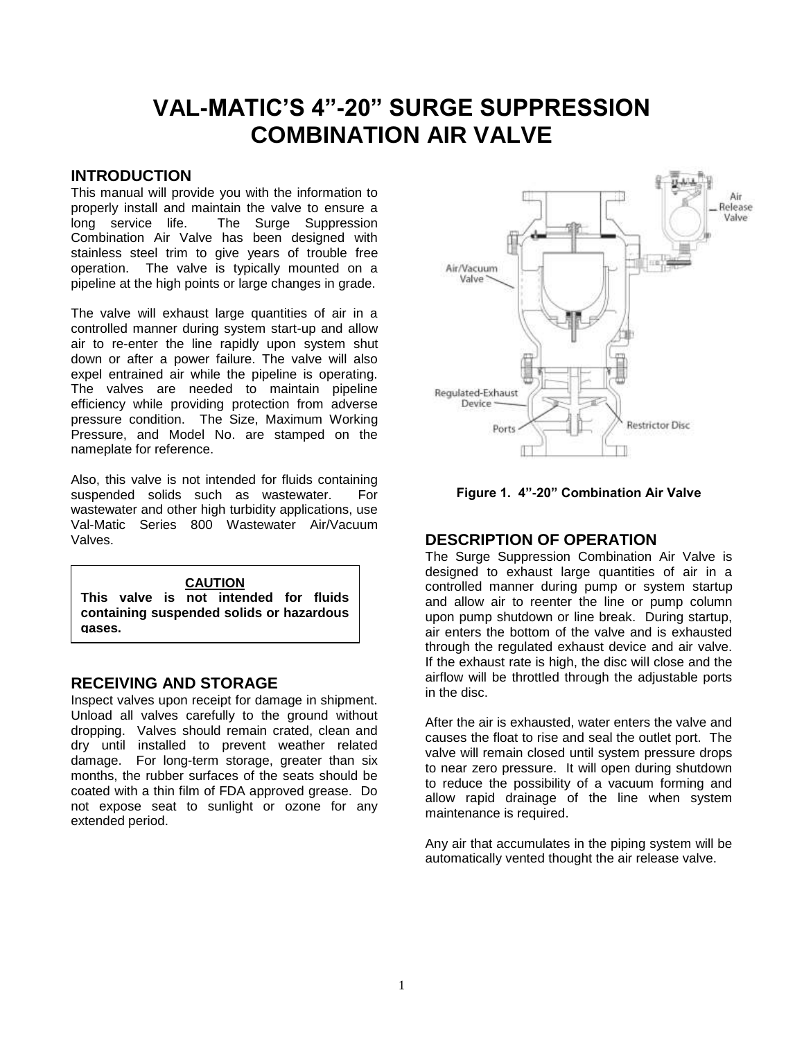# VAL-MATIC'S 4"-20" SURGE SUPPRESSION COMBINATION AIR VALVE

## INTRODUCTION

This manual will provide you with the information to properly install and maintain the valve to ensure a long service life. The Surge Suppression Combination Air Valve has been designed with stainless steel trim to give years of trouble free operation. The valve is typically mounted on a pipeline at the high points or large changes in grade.

The valve will exhaust large quantities of air in a controlled manner during system start-up and allow air to re-enter the line rapidly upon system shut down or after a power failure. The valve will also expel entrained air while the pipeline is operating. The valves are needed to maintain pipeline efficiency while providing protection from adverse pressure condition. The Size, Maximum Working Pressure, and Model No. are stamped on the nameplate for reference.

Also, this valve is not intended for fluids containing suspended solids such as wastewater. For wastewater and other high turbidity applications, use Val-Matic Series 800 Wastewater Air/Vacuum Valves.

> **CAUTION**
> **This valve is not intended for fluids containing suspended solids or hazardous gases.**

## RECEIVING AND STORAGE

Inspect valves upon receipt for damage in shipment. Unload all valves carefully to the ground without dropping. Valves should remain crated, clean and dry until installed to prevent weather related damage. For long-term storage, greater than six months, the rubber surfaces of the seats should be coated with a thin film of FDA approved grease. Do not expose seat to sunlight or ozone for any extended period.

Air Release Valve

Air/Vacuum Valve

Regulated-Exhaust Device

Ports

Restrictor Disc

**Figure 1. 4"-20" Combination Air Valve**

## DESCRIPTION OF OPERATION

The Surge Suppression Combination Air Valve is designed to exhaust large quantities of air in a controlled manner during pump or system startup and allow air to reenter the line or pump column upon pump shutdown or line break. During startup, air enters the bottom of the valve and is exhausted through the regulated exhaust device and air valve. If the exhaust rate is high, the disc will close and the airflow will be throttled through the adjustable ports in the disc.

After the air is exhausted, water enters the valve and causes the float to rise and seal the outlet port. The valve will remain closed until system pressure drops to near zero pressure. It will open during shutdown to reduce the possibility of a vacuum forming and allow rapid drainage of the line when system maintenance is required.

Any air that accumulates in the piping system will be automatically vented thought the air release valve.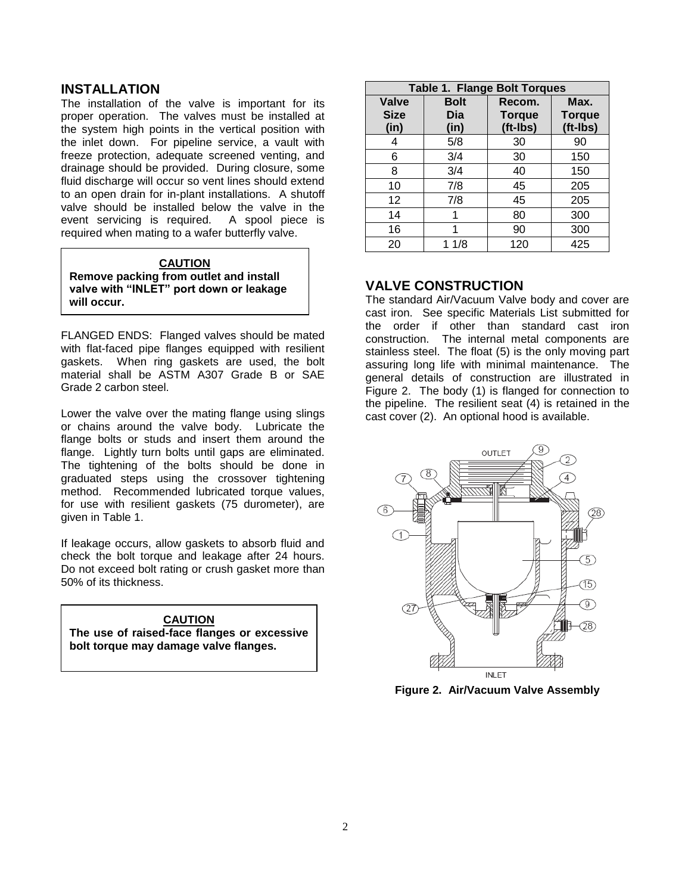## INSTALLATION

The installation of the valve is important for its proper operation. The valves must be installed at the system high points in the vertical position with the inlet down. For pipeline service, a vault with freeze protection, adequate screened venting, and drainage should be provided. During closure, some fluid discharge will occur so vent lines should extend to an open drain for in-plant installations. A shutoff valve should be installed below the valve in the event servicing is required. A spool piece is required when mating to a wafer butterfly valve.

> **CAUTION**
> **Remove packing from outlet and install valve with "INLET" port down or leakage will occur.**

FLANGED ENDS: Flanged valves should be mated with flat-faced pipe flanges equipped with resilient gaskets. When ring gaskets are used, the bolt material shall be ASTM A307 Grade B or SAE Grade 2 carbon steel.

Lower the valve over the mating flange using slings or chains around the valve body. Lubricate the flange bolts or studs and insert them around the flange. Lightly turn bolts until gaps are eliminated. The tightening of the bolts should be done in graduated steps using the crossover tightening method. Recommended lubricated torque values, for use with resilient gaskets (75 durometer), are given in Table 1.

If leakage occurs, allow gaskets to absorb fluid and check the bolt torque and leakage after 24 hours. Do not exceed bolt rating or crush gasket more than 50% of its thickness.

> **CAUTION**
> **The use of raised-face flanges or excessive bolt torque may damage valve flanges.**

**Table 1. Flange Bolt Torques**

| Valve Size (in) | Bolt Dia (in) | Recom. Torque (ft-lbs) | Max. Torque (ft-lbs) |
|---|---|---|---|
| 4 | 5/8 | 30 | 90 |
| 6 | 3/4 | 30 | 150 |
| 8 | 3/4 | 40 | 150 |
| 10 | 7/8 | 45 | 205 |
| 12 | 7/8 | 45 | 205 |
| 14 | 1 | 80 | 300 |
| 16 | 1 | 90 | 300 |
| 20 | 1 1/8 | 120 | 425 |

## VALVE CONSTRUCTION

The standard Air/Vacuum Valve body and cover are cast iron. See specific Materials List submitted for the order if other than standard cast iron construction. The internal metal components are stainless steel. The float (5) is the only moving part assuring long life with minimal maintenance. The general details of construction are illustrated in Figure 2. The body (1) is flanged for connection to the pipeline. The resilient seat (4) is retained in the cast cover (2). An optional hood is available.

OUTLET

9
2
8
7
4
6
28
1
5
15
27
9
28

INLET

**Figure 2. Air/Vacuum Valve Assembly**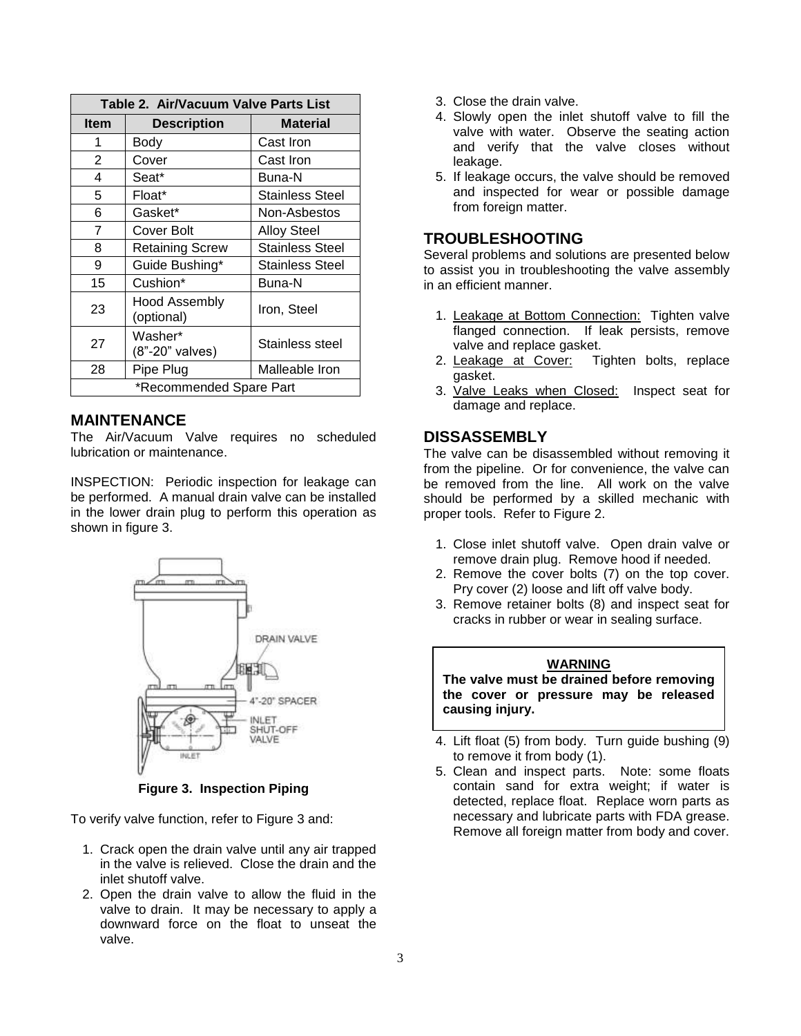| Table 2. Air/Vacuum Valve Parts List | | |
|---|---|---|
| **Item** | **Description** | **Material** |
| 1 | Body | Cast Iron |
| 2 | Cover | Cast Iron |
| 4 | Seat* | Buna-N |
| 5 | Float* | Stainless Steel |
| 6 | Gasket* | Non-Asbestos |
| 7 | Cover Bolt | Alloy Steel |
| 8 | Retaining Screw | Stainless Steel |
| 9 | Guide Bushing* | Stainless Steel |
| 15 | Cushion* | Buna-N |
| 23 | Hood Assembly (optional) | Iron, Steel |
| 27 | Washer* (8"-20" valves) | Stainless steel |
| 28 | Pipe Plug | Malleable Iron |
| *Recommended Spare Part | | |

## MAINTENANCE

The Air/Vacuum Valve requires no scheduled lubrication or maintenance.

INSPECTION: Periodic inspection for leakage can be performed. A manual drain valve can be installed in the lower drain plug to perform this operation as shown in figure 3.

**Figure 3. Inspection Piping**

To verify valve function, refer to Figure 3 and:

1. Crack open the drain valve until any air trapped in the valve is relieved. Close the drain and the inlet shutoff valve.
2. Open the drain valve to allow the fluid in the valve to drain. It may be necessary to apply a downward force on the float to unseat the valve.
3. Close the drain valve.
4. Slowly open the inlet shutoff valve to fill the valve with water. Observe the seating action and verify that the valve closes without leakage.
5. If leakage occurs, the valve should be removed and inspected for wear or possible damage from foreign matter.

## TROUBLESHOOTING

Several problems and solutions are presented below to assist you in troubleshooting the valve assembly in an efficient manner.

1. Leakage at Bottom Connection: Tighten valve flanged connection. If leak persists, remove valve and replace gasket.
2. Leakage at Cover: Tighten bolts, replace gasket.
3. Valve Leaks when Closed: Inspect seat for damage and replace.

## DISSASSEMBLY

The valve can be disassembled without removing it from the pipeline. Or for convenience, the valve can be removed from the line. All work on the valve should be performed by a skilled mechanic with proper tools. Refer to Figure 2.

1. Close inlet shutoff valve. Open drain valve or remove drain plug. Remove hood if needed.
2. Remove the cover bolts (7) on the top cover. Pry cover (2) loose and lift off valve body.
3. Remove retainer bolts (8) and inspect seat for cracks in rubber or wear in sealing surface.

**WARNING**
**The valve must be drained before removing the cover or pressure may be released causing injury.**

4. Lift float (5) from body. Turn guide bushing (9) to remove it from body (1).
5. Clean and inspect parts. Note: some floats contain sand for extra weight; if water is detected, replace float. Replace worn parts as necessary and lubricate parts with FDA grease. Remove all foreign matter from body and cover.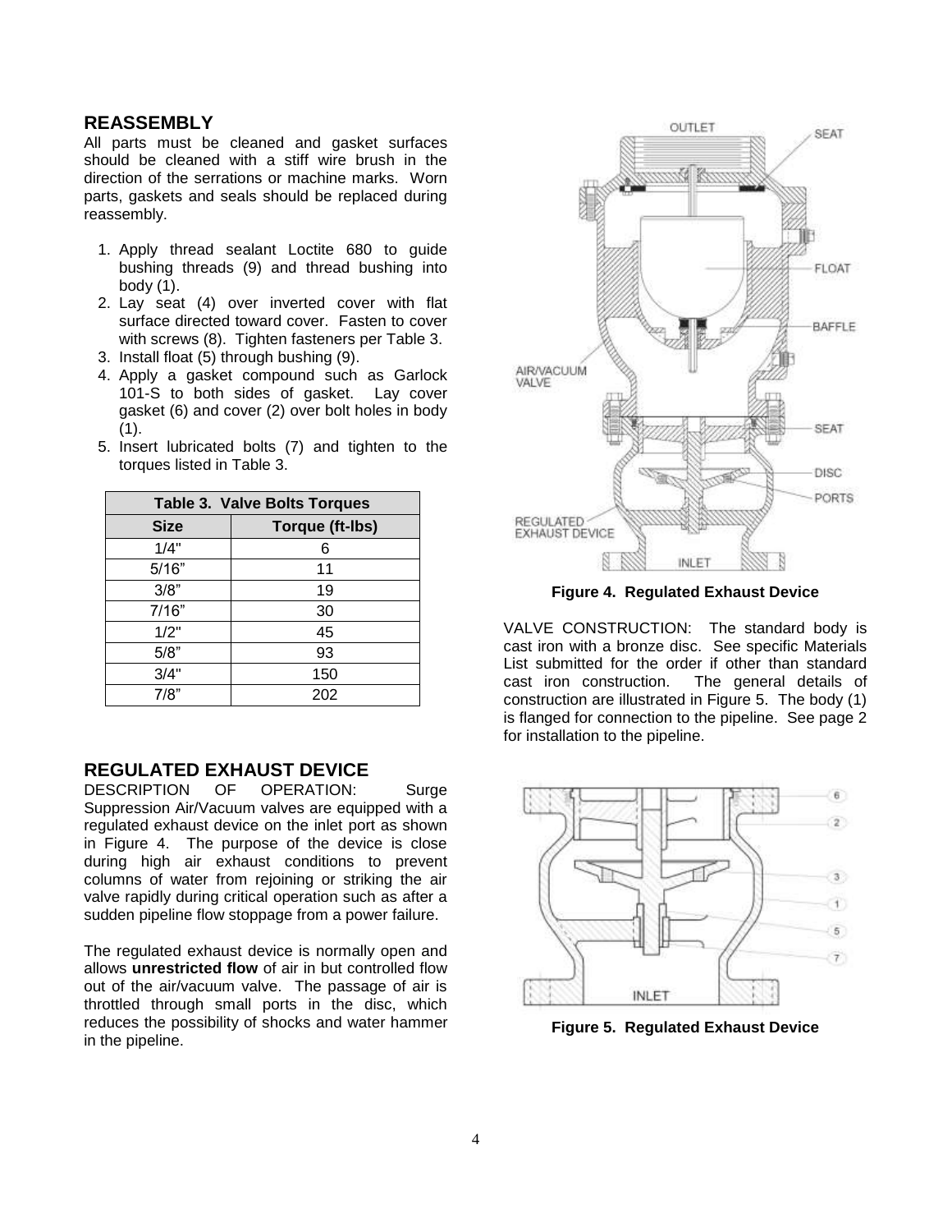## REASSEMBLY

All parts must be cleaned and gasket surfaces should be cleaned with a stiff wire brush in the direction of the serrations or machine marks. Worn parts, gaskets and seals should be replaced during reassembly.

1. Apply thread sealant Loctite 680 to guide bushing threads (9) and thread bushing into body (1).
2. Lay seat (4) over inverted cover with flat surface directed toward cover. Fasten to cover with screws (8). Tighten fasteners per Table 3.
3. Install float (5) through bushing (9).
4. Apply a gasket compound such as Garlock 101-S to both sides of gasket. Lay cover gasket (6) and cover (2) over bolt holes in body (1).
5. Insert lubricated bolts (7) and tighten to the torques listed in Table 3.

**Table 3. Valve Bolts Torques**

| Size | Torque (ft-lbs) |
|---|---|
| 1/4" | 6 |
| 5/16" | 11 |
| 3/8" | 19 |
| 7/16" | 30 |
| 1/2" | 45 |
| 5/8" | 93 |
| 3/4" | 150 |
| 7/8" | 202 |

## REGULATED EXHAUST DEVICE

DESCRIPTION OF OPERATION: Surge Suppression Air/Vacuum valves are equipped with a regulated exhaust device on the inlet port as shown in Figure 4. The purpose of the device is close during high air exhaust conditions to prevent columns of water from rejoining or striking the air valve rapidly during critical operation such as after a sudden pipeline flow stoppage from a power failure.

The regulated exhaust device is normally open and allows **unrestricted flow** of air in but controlled flow out of the air/vacuum valve. The passage of air is throttled through small ports in the disc, which reduces the possibility of shocks and water hammer in the pipeline.

OUTLET
SEAT
FLOAT
BAFFLE
AIR/VACUUM VALVE
SEAT
DISC
PORTS
REGULATED EXHAUST DEVICE
INLET

**Figure 4. Regulated Exhaust Device**

VALVE CONSTRUCTION: The standard body is cast iron with a bronze disc. See specific Materials List submitted for the order if other than standard cast iron construction. The general details of construction are illustrated in Figure 5. The body (1) is flanged for connection to the pipeline. See page 2 for installation to the pipeline.

6
2
3
1
5
7
INLET

**Figure 5. Regulated Exhaust Device**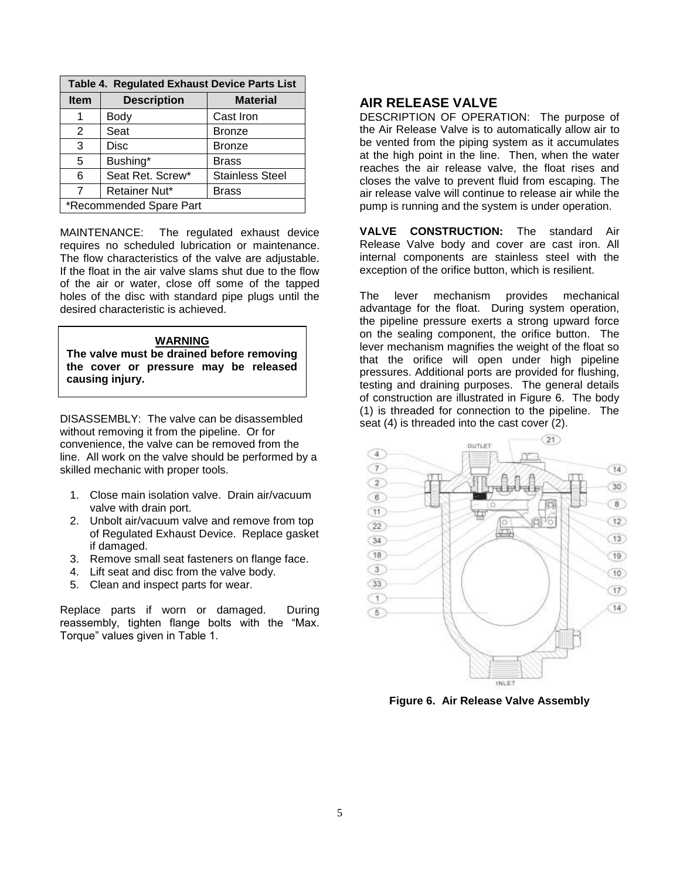| Table 4. Regulated Exhaust Device Parts List | | |
|---|---|---|
| **Item** | **Description** | **Material** |
| 1 | Body | Cast Iron |
| 2 | Seat | Bronze |
| 3 | Disc | Bronze |
| 5 | Bushing* | Brass |
| 6 | Seat Ret. Screw* | Stainless Steel |
| 7 | Retainer Nut* | Brass |
| *Recommended Spare Part | | |

MAINTENANCE: The regulated exhaust device requires no scheduled lubrication or maintenance. The flow characteristics of the valve are adjustable. If the float in the air valve slams shut due to the flow of the air or water, close off some of the tapped holes of the disc with standard pipe plugs until the desired characteristic is achieved.

> **WARNING**
>
> **The valve must be drained before removing the cover or pressure may be released causing injury.**

DISASSEMBLY: The valve can be disassembled without removing it from the pipeline. Or for convenience, the valve can be removed from the line. All work on the valve should be performed by a skilled mechanic with proper tools.

1. Close main isolation valve. Drain air/vacuum valve with drain port.
2. Unbolt air/vacuum valve and remove from top of Regulated Exhaust Device. Replace gasket if damaged.
3. Remove small seat fasteners on flange face.
4. Lift seat and disc from the valve body.
5. Clean and inspect parts for wear.

Replace parts if worn or damaged. During reassembly, tighten flange bolts with the "Max. Torque" values given in Table 1.

## AIR RELEASE VALVE

DESCRIPTION OF OPERATION: The purpose of the Air Release Valve is to automatically allow air to be vented from the piping system as it accumulates at the high point in the line. Then, when the water reaches the air release valve, the float rises and closes the valve to prevent fluid from escaping. The air release valve will continue to release air while the pump is running and the system is under operation.

**VALVE CONSTRUCTION:** The standard Air Release Valve body and cover are cast iron. All internal components are stainless steel with the exception of the orifice button, which is resilient.

The lever mechanism provides mechanical advantage for the float. During system operation, the pipeline pressure exerts a strong upward force on the sealing component, the orifice button. The lever mechanism magnifies the weight of the float so that the orifice will open under high pipeline pressures. Additional ports are provided for flushing, testing and draining purposes. The general details of construction are illustrated in Figure 6. The body (1) is threaded for connection to the pipeline. The seat (4) is threaded into the cast cover (2).

OUTLET

21

4
7
2
6
11
22
34
18
3
33
1
5

14
30
8
12
13
19
10
17
14

INLET

**Figure 6. Air Release Valve Assembly**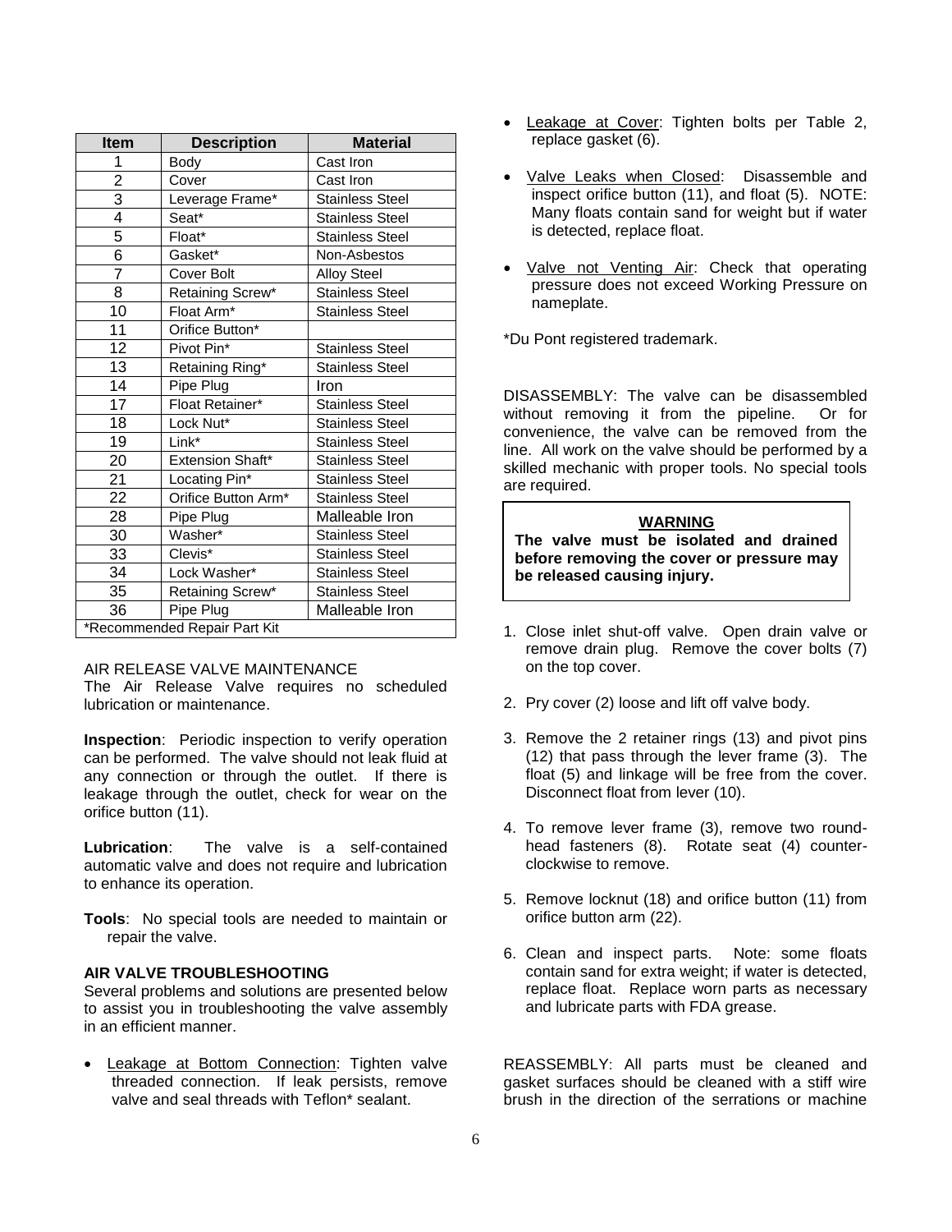| Item | Description | Material |
|---|---|---|
| 1 | Body | Cast Iron |
| 2 | Cover | Cast Iron |
| 3 | Leverage Frame* | Stainless Steel |
| 4 | Seat* | Stainless Steel |
| 5 | Float* | Stainless Steel |
| 6 | Gasket* | Non-Asbestos |
| 7 | Cover Bolt | Alloy Steel |
| 8 | Retaining Screw* | Stainless Steel |
| 10 | Float Arm* | Stainless Steel |
| 11 | Orifice Button* | |
| 12 | Pivot Pin* | Stainless Steel |
| 13 | Retaining Ring* | Stainless Steel |
| 14 | Pipe Plug | Iron |
| 17 | Float Retainer* | Stainless Steel |
| 18 | Lock Nut* | Stainless Steel |
| 19 | Link* | Stainless Steel |
| 20 | Extension Shaft* | Stainless Steel |
| 21 | Locating Pin* | Stainless Steel |
| 22 | Orifice Button Arm* | Stainless Steel |
| 28 | Pipe Plug | Malleable Iron |
| 30 | Washer* | Stainless Steel |
| 33 | Clevis* | Stainless Steel |
| 34 | Lock Washer* | Stainless Steel |
| 35 | Retaining Screw* | Stainless Steel |
| 36 | Pipe Plug | Malleable Iron |

*Recommended Repair Part Kit

AIR RELEASE VALVE MAINTENANCE

The Air Release Valve requires no scheduled lubrication or maintenance.

**Inspection**: Periodic inspection to verify operation can be performed. The valve should not leak fluid at any connection or through the outlet. If there is leakage through the outlet, check for wear on the orifice button (11).

**Lubrication**: The valve is a self-contained automatic valve and does not require and lubrication to enhance its operation.

**Tools**: No special tools are needed to maintain or repair the valve.

**AIR VALVE TROUBLESHOOTING**

Several problems and solutions are presented below to assist you in troubleshooting the valve assembly in an efficient manner.

- Leakage at Bottom Connection: Tighten valve threaded connection. If leak persists, remove valve and seal threads with Teflon* sealant.
- Leakage at Cover: Tighten bolts per Table 2, replace gasket (6).
- Valve Leaks when Closed: Disassemble and inspect orifice button (11), and float (5). NOTE: Many floats contain sand for weight but if water is detected, replace float.
- Valve not Venting Air: Check that operating pressure does not exceed Working Pressure on nameplate.

*Du Pont registered trademark.

DISASSEMBLY: The valve can be disassembled without removing it from the pipeline. Or for convenience, the valve can be removed from the line. All work on the valve should be performed by a skilled mechanic with proper tools. No special tools are required.

> **WARNING**
>
> **The valve must be isolated and drained before removing the cover or pressure may be released causing injury.**

1. Close inlet shut-off valve. Open drain valve or remove drain plug. Remove the cover bolts (7) on the top cover.
2. Pry cover (2) loose and lift off valve body.
3. Remove the 2 retainer rings (13) and pivot pins (12) that pass through the lever frame (3). The float (5) and linkage will be free from the cover. Disconnect float from lever (10).
4. To remove lever frame (3), remove two round-head fasteners (8). Rotate seat (4) counter-clockwise to remove.
5. Remove locknut (18) and orifice button (11) from orifice button arm (22).
6. Clean and inspect parts. Note: some floats contain sand for extra weight; if water is detected, replace float. Replace worn parts as necessary and lubricate parts with FDA grease.

REASSEMBLY: All parts must be cleaned and gasket surfaces should be cleaned with a stiff wire brush in the direction of the serrations or machine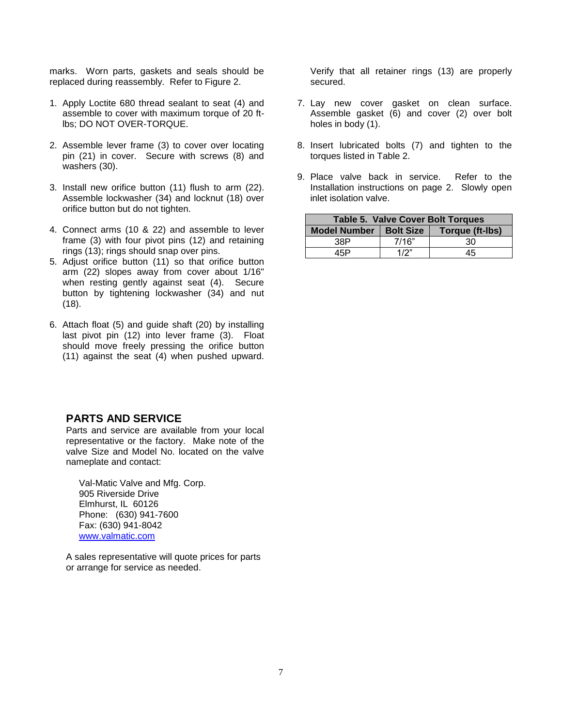marks. Worn parts, gaskets and seals should be replaced during reassembly. Refer to Figure 2.

1. Apply Loctite 680 thread sealant to seat (4) and assemble to cover with maximum torque of 20 ft-lbs; DO NOT OVER-TORQUE.

2. Assemble lever frame (3) to cover over locating pin (21) in cover. Secure with screws (8) and washers (30).

3. Install new orifice button (11) flush to arm (22). Assemble lockwasher (34) and locknut (18) over orifice button but do not tighten.

4. Connect arms (10 & 22) and assemble to lever frame (3) with four pivot pins (12) and retaining rings (13); rings should snap over pins.

5. Adjust orifice button (11) so that orifice button arm (22) slopes away from cover about 1/16" when resting gently against seat (4). Secure button by tightening lockwasher (34) and nut (18).

6. Attach float (5) and guide shaft (20) by installing last pivot pin (12) into lever frame (3). Float should move freely pressing the orifice button (11) against the seat (4) when pushed upward. Verify that all retainer rings (13) are properly secured.

7. Lay new cover gasket on clean surface. Assemble gasket (6) and cover (2) over bolt holes in body (1).

8. Insert lubricated bolts (7) and tighten to the torques listed in Table 2.

9. Place valve back in service. Refer to the Installation instructions on page 2. Slowly open inlet isolation valve.

**Table 5. Valve Cover Bolt Torques**

| Model Number | Bolt Size | Torque (ft-lbs) |
|---|---|---|
| 38P | 7/16" | 30 |
| 45P | 1/2" | 45 |

## PARTS AND SERVICE

Parts and service are available from your local representative or the factory. Make note of the valve Size and Model No. located on the valve nameplate and contact:

Val-Matic Valve and Mfg. Corp.
905 Riverside Drive
Elmhurst, IL 60126
Phone: (630) 941-7600
Fax: (630) 941-8042
www.valmatic.com

A sales representative will quote prices for parts or arrange for service as needed.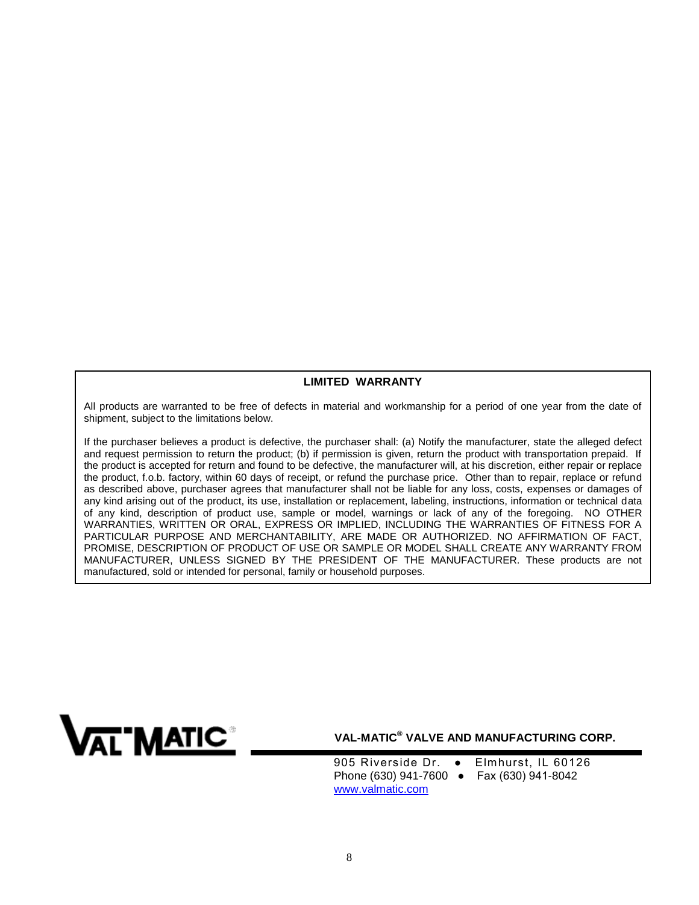## LIMITED WARRANTY

All products are warranted to be free of defects in material and workmanship for a period of one year from the date of shipment, subject to the limitations below.

If the purchaser believes a product is defective, the purchaser shall: (a) Notify the manufacturer, state the alleged defect and request permission to return the product; (b) if permission is given, return the product with transportation prepaid. If the product is accepted for return and found to be defective, the manufacturer will, at his discretion, either repair or replace the product, f.o.b. factory, within 60 days of receipt, or refund the purchase price. Other than to repair, replace or refund as described above, purchaser agrees that manufacturer shall not be liable for any loss, costs, expenses or damages of any kind arising out of the product, its use, installation or replacement, labeling, instructions, information or technical data of any kind, description of product use, sample or model, warnings or lack of any of the foregoing. NO OTHER WARRANTIES, WRITTEN OR ORAL, EXPRESS OR IMPLIED, INCLUDING THE WARRANTIES OF FITNESS FOR A PARTICULAR PURPOSE AND MERCHANTABILITY, ARE MADE OR AUTHORIZED. NO AFFIRMATION OF FACT, PROMISE, DESCRIPTION OF PRODUCT OF USE OR SAMPLE OR MODEL SHALL CREATE ANY WARRANTY FROM MANUFACTURER, UNLESS SIGNED BY THE PRESIDENT OF THE MANUFACTURER. These products are not manufactured, sold or intended for personal, family or household purposes.

VAL-MATIC®

**VAL-MATIC® VALVE AND MANUFACTURING CORP.**

905 Riverside Dr. ● Elmhurst, IL 60126
Phone (630) 941-7600 ● Fax (630) 941-8042
www.valmatic.com